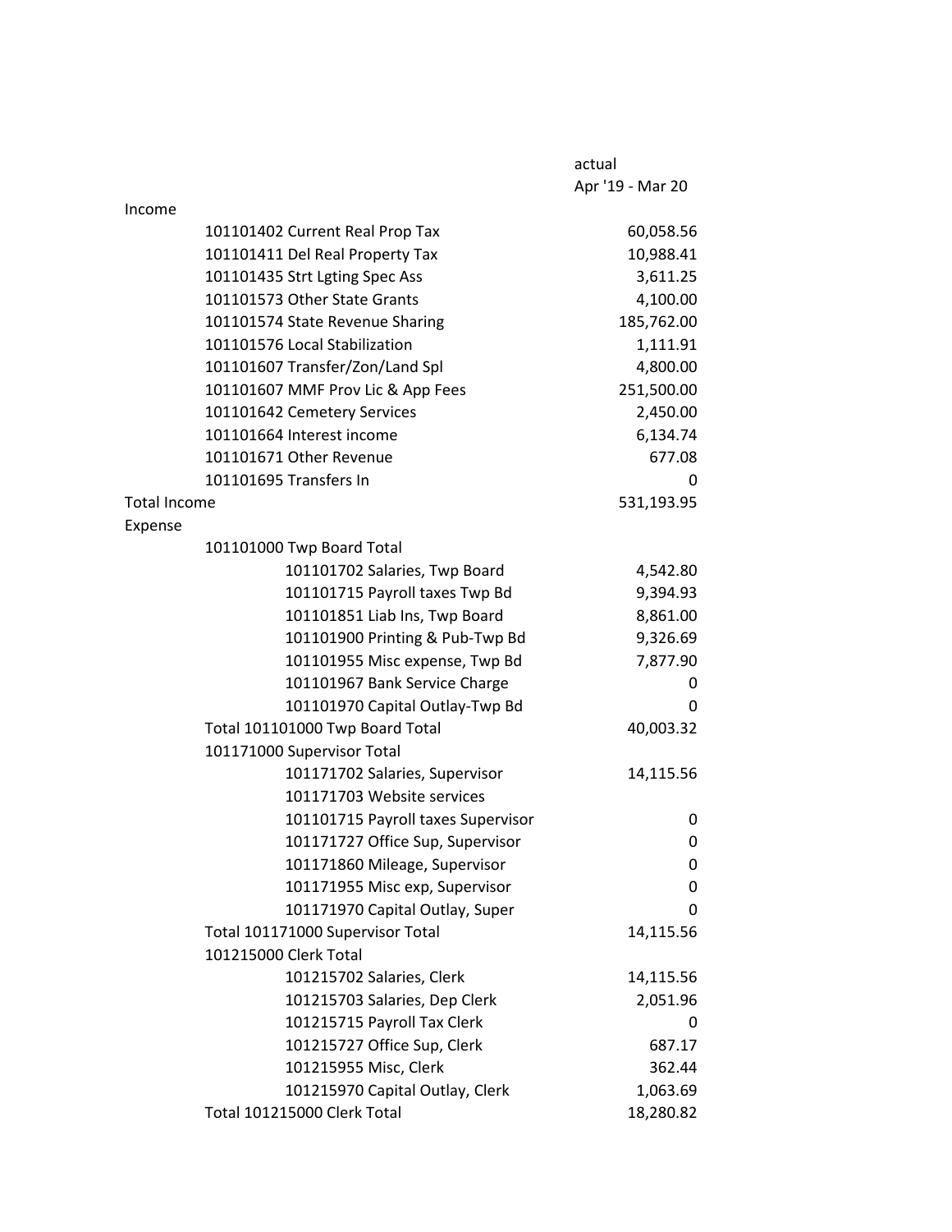| | actual |
|---|---|
| | Apr '19 - Mar 20 |
| Income | |
| 101101402 Current Real Prop Tax | 60,058.56 |
| 101101411 Del Real Property Tax | 10,988.41 |
| 101101435 Strt Lgting Spec Ass | 3,611.25 |
| 101101573 Other State Grants | 4,100.00 |
| 101101574 State Revenue Sharing | 185,762.00 |
| 101101576 Local Stabilization | 1,111.91 |
| 101101607 Transfer/Zon/Land Spl | 4,800.00 |
| 101101607 MMF Prov Lic & App Fees | 251,500.00 |
| 101101642 Cemetery Services | 2,450.00 |
| 101101664 Interest income | 6,134.74 |
| 101101671 Other Revenue | 677.08 |
| 101101695 Transfers In | 0 |
| Total Income | 531,193.95 |
| Expense | |
| 101101000 Twp Board Total | |
| 101101702 Salaries, Twp Board | 4,542.80 |
| 101101715 Payroll taxes Twp Bd | 9,394.93 |
| 101101851 Liab Ins, Twp Board | 8,861.00 |
| 101101900 Printing & Pub-Twp Bd | 9,326.69 |
| 101101955 Misc expense, Twp Bd | 7,877.90 |
| 101101967 Bank Service Charge | 0 |
| 101101970 Capital Outlay-Twp Bd | 0 |
| Total 101101000 Twp Board Total | 40,003.32 |
| 101171000 Supervisor Total | |
| 101171702 Salaries, Supervisor | 14,115.56 |
| 101171703 Website services | |
| 101101715 Payroll taxes Supervisor | 0 |
| 101171727 Office Sup, Supervisor | 0 |
| 101171860 Mileage, Supervisor | 0 |
| 101171955 Misc exp, Supervisor | 0 |
| 101171970 Capital Outlay, Super | 0 |
| Total 101171000 Supervisor Total | 14,115.56 |
| 101215000 Clerk Total | |
| 101215702 Salaries, Clerk | 14,115.56 |
| 101215703 Salaries, Dep Clerk | 2,051.96 |
| 101215715 Payroll Tax Clerk | 0 |
| 101215727 Office Sup, Clerk | 687.17 |
| 101215955 Misc, Clerk | 362.44 |
| 101215970 Capital Outlay, Clerk | 1,063.69 |
| Total 101215000 Clerk Total | 18,280.82 |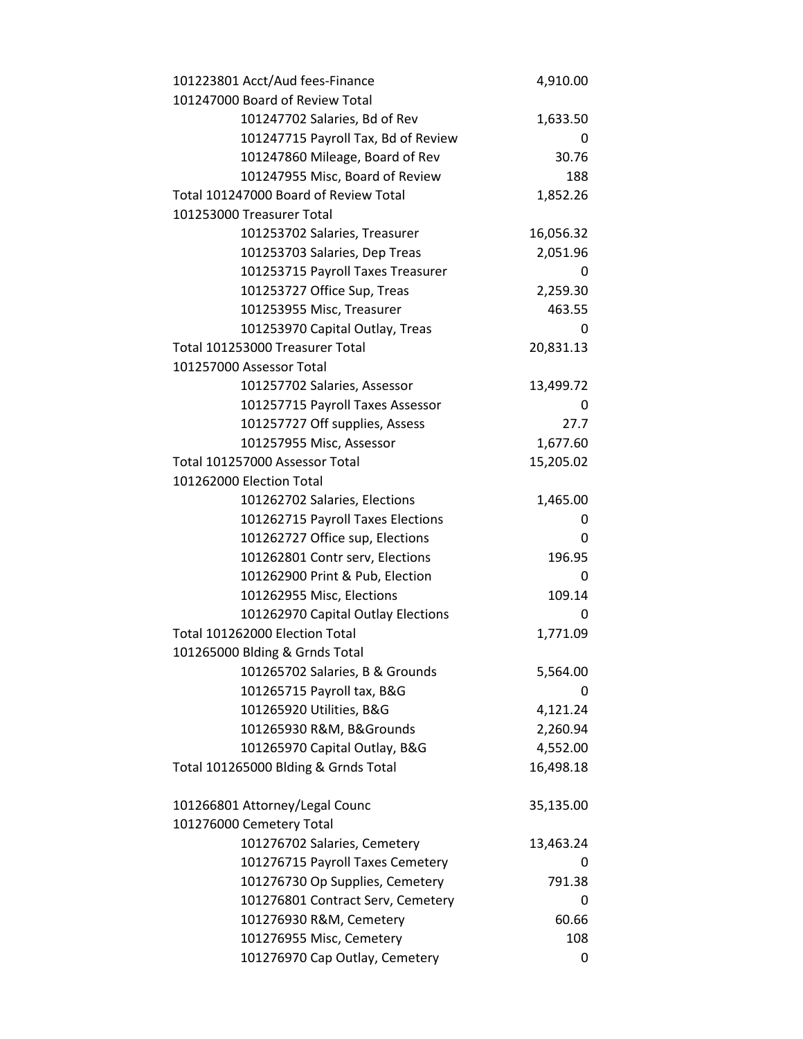| Account | Amount |
|---|---|
| 101223801 Acct/Aud fees-Finance | 4,910.00 |
| 101247000 Board of Review Total | |
| 101247702 Salaries, Bd of Rev | 1,633.50 |
| 101247715 Payroll Tax, Bd of Review | 0 |
| 101247860 Mileage, Board of Rev | 30.76 |
| 101247955 Misc, Board of Review | 188 |
| Total 101247000 Board of Review Total | 1,852.26 |
| 101253000 Treasurer Total | |
| 101253702 Salaries, Treasurer | 16,056.32 |
| 101253703 Salaries, Dep Treas | 2,051.96 |
| 101253715 Payroll Taxes Treasurer | 0 |
| 101253727 Office Sup, Treas | 2,259.30 |
| 101253955 Misc, Treasurer | 463.55 |
| 101253970 Capital Outlay, Treas | 0 |
| Total 101253000 Treasurer Total | 20,831.13 |
| 101257000 Assessor Total | |
| 101257702 Salaries, Assessor | 13,499.72 |
| 101257715 Payroll Taxes Assessor | 0 |
| 101257727 Off supplies, Assess | 27.7 |
| 101257955 Misc, Assessor | 1,677.60 |
| Total 101257000 Assessor Total | 15,205.02 |
| 101262000 Election Total | |
| 101262702 Salaries, Elections | 1,465.00 |
| 101262715 Payroll Taxes Elections | 0 |
| 101262727 Office sup, Elections | 0 |
| 101262801 Contr serv, Elections | 196.95 |
| 101262900 Print & Pub, Election | 0 |
| 101262955 Misc, Elections | 109.14 |
| 101262970 Capital Outlay Elections | 0 |
| Total 101262000 Election Total | 1,771.09 |
| 101265000 Blding & Grnds Total | |
| 101265702 Salaries, B & Grounds | 5,564.00 |
| 101265715 Payroll tax, B&G | 0 |
| 101265920 Utilities, B&G | 4,121.24 |
| 101265930 R&M, B&Grounds | 2,260.94 |
| 101265970 Capital Outlay, B&G | 4,552.00 |
| Total 101265000 Blding & Grnds Total | 16,498.18 |
| | |
| 101266801 Attorney/Legal Counc | 35,135.00 |
| 101276000 Cemetery Total | |
| 101276702 Salaries, Cemetery | 13,463.24 |
| 101276715 Payroll Taxes Cemetery | 0 |
| 101276730 Op Supplies, Cemetery | 791.38 |
| 101276801 Contract Serv, Cemetery | 0 |
| 101276930 R&M, Cemetery | 60.66 |
| 101276955 Misc, Cemetery | 108 |
| 101276970 Cap Outlay, Cemetery | 0 |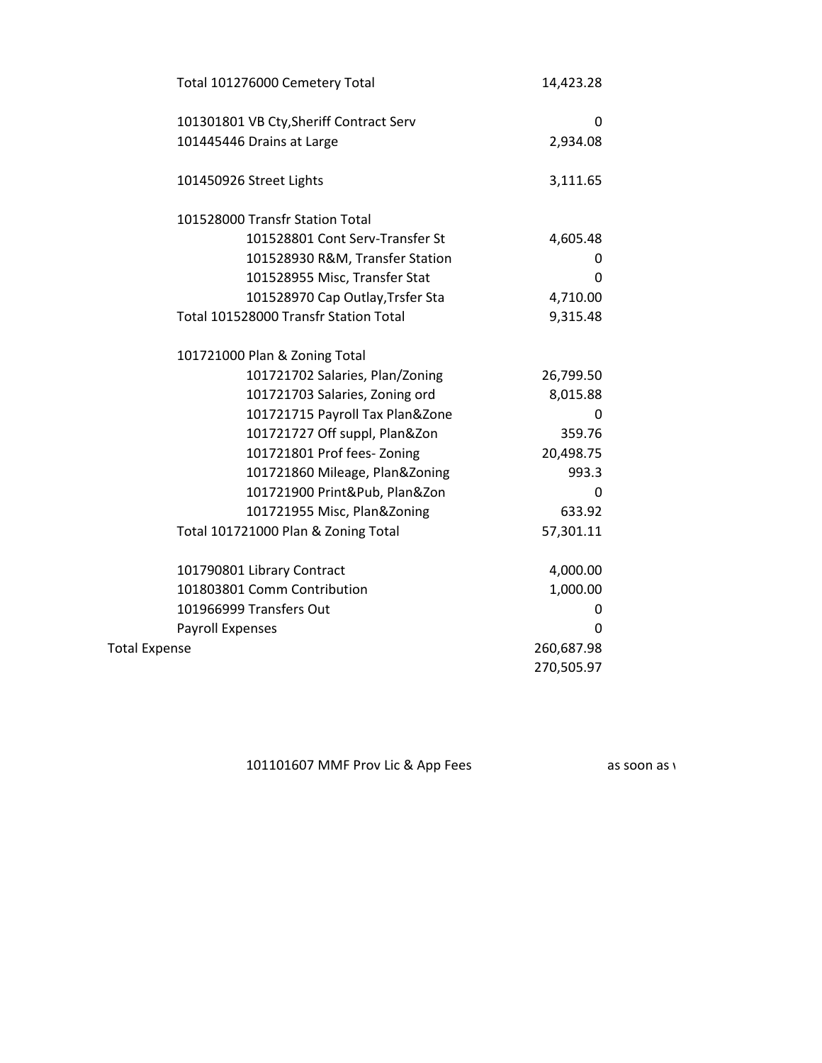| | |
|---|---|
| Total 101276000 Cemetery Total | 14,423.28 |
| | |
| 101301801 VB Cty,Sheriff Contract Serv | 0 |
| 101445446 Drains at Large | 2,934.08 |
| | |
| 101450926 Street Lights | 3,111.65 |
| | |
| 101528000 Transfr Station Total | |
| 101528801 Cont Serv-Transfer St | 4,605.48 |
| 101528930 R&M, Transfer Station | 0 |
| 101528955 Misc, Transfer Stat | 0 |
| 101528970 Cap Outlay,Trsfer Sta | 4,710.00 |
| Total 101528000 Transfr Station Total | 9,315.48 |
| | |
| 101721000 Plan & Zoning Total | |
| 101721702 Salaries, Plan/Zoning | 26,799.50 |
| 101721703 Salaries, Zoning ord | 8,015.88 |
| 101721715 Payroll Tax Plan&Zone | 0 |
| 101721727 Off suppl, Plan&Zon | 359.76 |
| 101721801 Prof fees- Zoning | 20,498.75 |
| 101721860 Mileage, Plan&Zoning | 993.3 |
| 101721900 Print&Pub, Plan&Zon | 0 |
| 101721955 Misc, Plan&Zoning | 633.92 |
| Total 101721000 Plan & Zoning Total | 57,301.11 |
| | |
| 101790801 Library Contract | 4,000.00 |
| 101803801 Comm Contribution | 1,000.00 |
| 101966999 Transfers Out | 0 |
| Payroll Expenses | 0 |
| Total Expense | 260,687.98 |
| | 270,505.97 |

101101607 MMF Prov Lic & App Fees as soon as \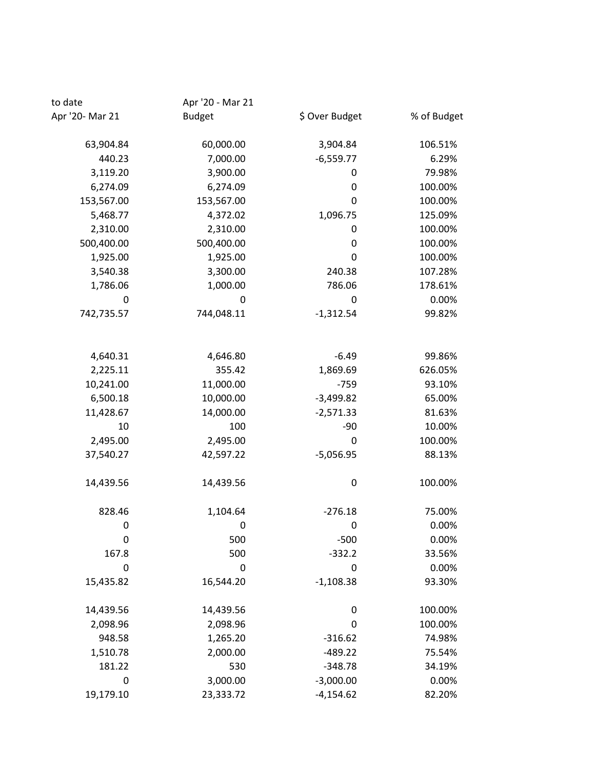| to date<br>Apr '20- Mar 21 | Apr '20 - Mar 21<br>Budget | $ Over Budget | % of Budget |
|---:|---:|---:|---:|
| 63,904.84 | 60,000.00 | 3,904.84 | 106.51% |
| 440.23 | 7,000.00 | -6,559.77 | 6.29% |
| 3,119.20 | 3,900.00 | 0 | 79.98% |
| 6,274.09 | 6,274.09 | 0 | 100.00% |
| 153,567.00 | 153,567.00 | 0 | 100.00% |
| 5,468.77 | 4,372.02 | 1,096.75 | 125.09% |
| 2,310.00 | 2,310.00 | 0 | 100.00% |
| 500,400.00 | 500,400.00 | 0 | 100.00% |
| 1,925.00 | 1,925.00 | 0 | 100.00% |
| 3,540.38 | 3,300.00 | 240.38 | 107.28% |
| 1,786.06 | 1,000.00 | 786.06 | 178.61% |
| 0 | 0 | 0 | 0.00% |
| 742,735.57 | 744,048.11 | -1,312.54 | 99.82% |
| | | | |
| 4,640.31 | 4,646.80 | -6.49 | 99.86% |
| 2,225.11 | 355.42 | 1,869.69 | 626.05% |
| 10,241.00 | 11,000.00 | -759 | 93.10% |
| 6,500.18 | 10,000.00 | -3,499.82 | 65.00% |
| 11,428.67 | 14,000.00 | -2,571.33 | 81.63% |
| 10 | 100 | -90 | 10.00% |
| 2,495.00 | 2,495.00 | 0 | 100.00% |
| 37,540.27 | 42,597.22 | -5,056.95 | 88.13% |
| | | | |
| 14,439.56 | 14,439.56 | 0 | 100.00% |
| | | | |
| 828.46 | 1,104.64 | -276.18 | 75.00% |
| 0 | 0 | 0 | 0.00% |
| 0 | 500 | -500 | 0.00% |
| 167.8 | 500 | -332.2 | 33.56% |
| 0 | 0 | 0 | 0.00% |
| 15,435.82 | 16,544.20 | -1,108.38 | 93.30% |
| | | | |
| 14,439.56 | 14,439.56 | 0 | 100.00% |
| 2,098.96 | 2,098.96 | 0 | 100.00% |
| 948.58 | 1,265.20 | -316.62 | 74.98% |
| 1,510.78 | 2,000.00 | -489.22 | 75.54% |
| 181.22 | 530 | -348.78 | 34.19% |
| 0 | 3,000.00 | -3,000.00 | 0.00% |
| 19,179.10 | 23,333.72 | -4,154.62 | 82.20% |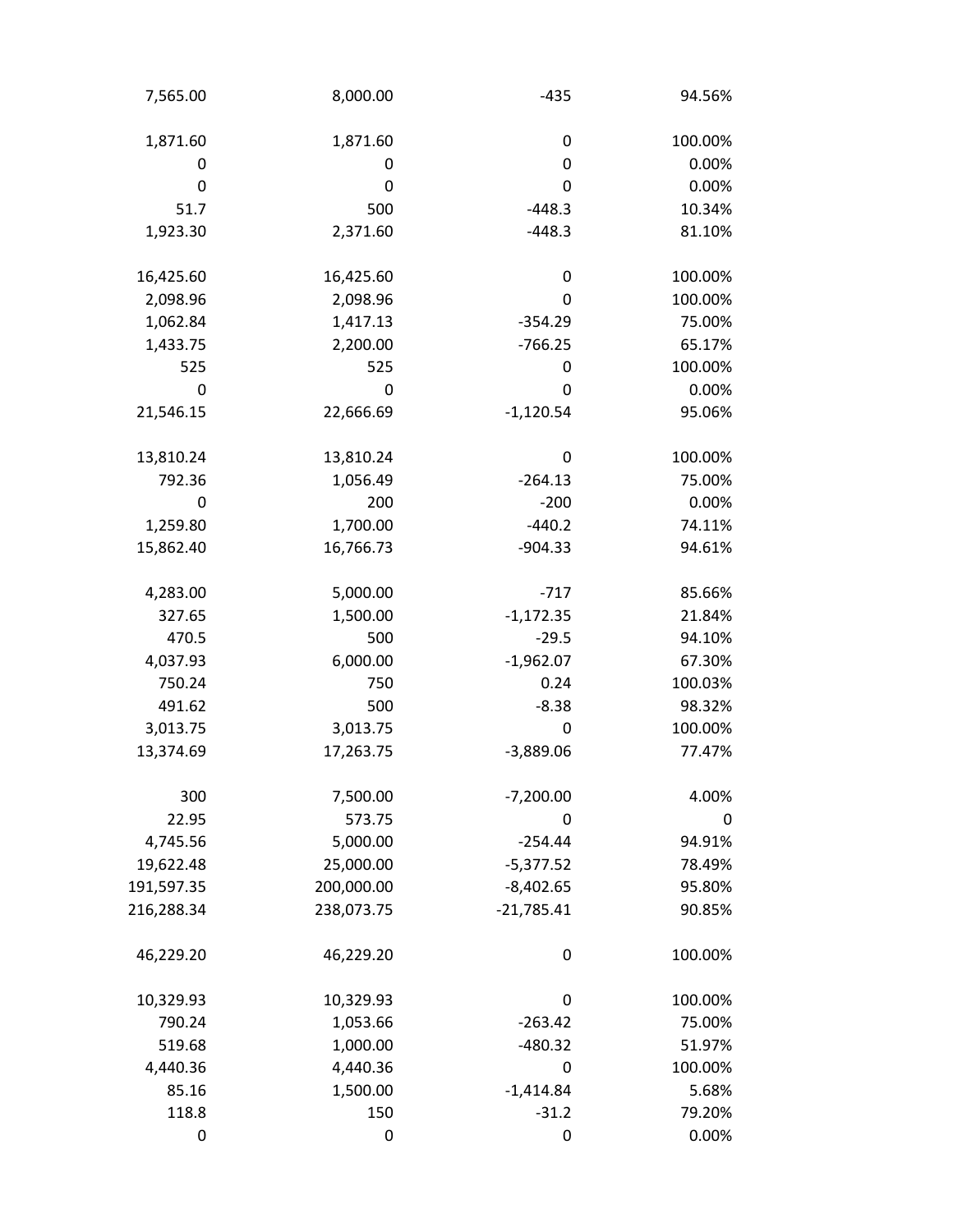| | | | |
|---|---|---|---|
| 7,565.00 | 8,000.00 | -435 | 94.56% |
| | | | |
| 1,871.60 | 1,871.60 | 0 | 100.00% |
| 0 | 0 | 0 | 0.00% |
| 0 | 0 | 0 | 0.00% |
| 51.7 | 500 | -448.3 | 10.34% |
| 1,923.30 | 2,371.60 | -448.3 | 81.10% |
| | | | |
| 16,425.60 | 16,425.60 | 0 | 100.00% |
| 2,098.96 | 2,098.96 | 0 | 100.00% |
| 1,062.84 | 1,417.13 | -354.29 | 75.00% |
| 1,433.75 | 2,200.00 | -766.25 | 65.17% |
| 525 | 525 | 0 | 100.00% |
| 0 | 0 | 0 | 0.00% |
| 21,546.15 | 22,666.69 | -1,120.54 | 95.06% |
| | | | |
| 13,810.24 | 13,810.24 | 0 | 100.00% |
| 792.36 | 1,056.49 | -264.13 | 75.00% |
| 0 | 200 | -200 | 0.00% |
| 1,259.80 | 1,700.00 | -440.2 | 74.11% |
| 15,862.40 | 16,766.73 | -904.33 | 94.61% |
| | | | |
| 4,283.00 | 5,000.00 | -717 | 85.66% |
| 327.65 | 1,500.00 | -1,172.35 | 21.84% |
| 470.5 | 500 | -29.5 | 94.10% |
| 4,037.93 | 6,000.00 | -1,962.07 | 67.30% |
| 750.24 | 750 | 0.24 | 100.03% |
| 491.62 | 500 | -8.38 | 98.32% |
| 3,013.75 | 3,013.75 | 0 | 100.00% |
| 13,374.69 | 17,263.75 | -3,889.06 | 77.47% |
| | | | |
| 300 | 7,500.00 | -7,200.00 | 4.00% |
| 22.95 | 573.75 | 0 | 0 |
| 4,745.56 | 5,000.00 | -254.44 | 94.91% |
| 19,622.48 | 25,000.00 | -5,377.52 | 78.49% |
| 191,597.35 | 200,000.00 | -8,402.65 | 95.80% |
| 216,288.34 | 238,073.75 | -21,785.41 | 90.85% |
| | | | |
| 46,229.20 | 46,229.20 | 0 | 100.00% |
| | | | |
| 10,329.93 | 10,329.93 | 0 | 100.00% |
| 790.24 | 1,053.66 | -263.42 | 75.00% |
| 519.68 | 1,000.00 | -480.32 | 51.97% |
| 4,440.36 | 4,440.36 | 0 | 100.00% |
| 85.16 | 1,500.00 | -1,414.84 | 5.68% |
| 118.8 | 150 | -31.2 | 79.20% |
| 0 | 0 | 0 | 0.00% |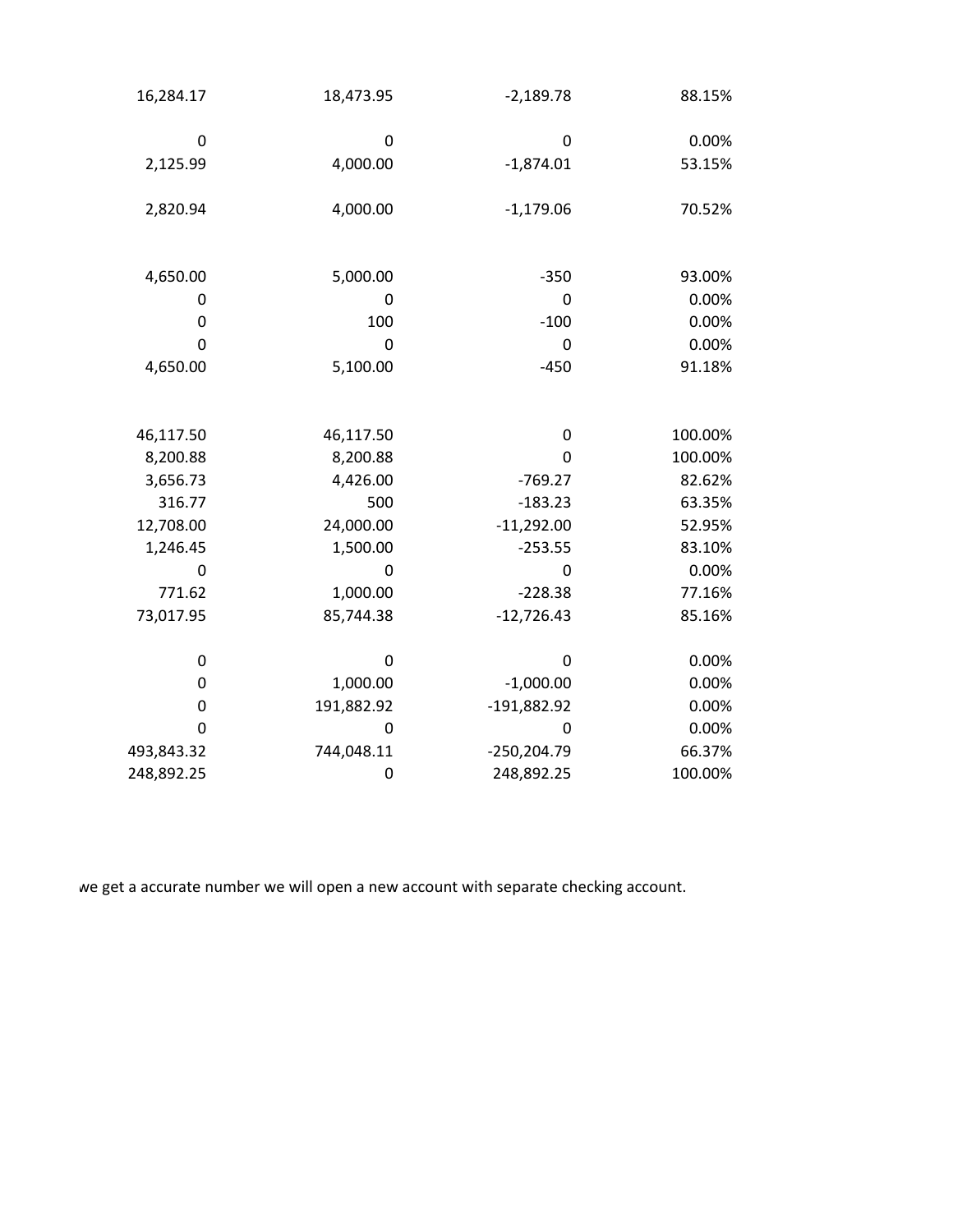| | | | |
|---|---|---|---|
| 16,284.17 | 18,473.95 | -2,189.78 | 88.15% |
| | | | |
| 0 | 0 | 0 | 0.00% |
| 2,125.99 | 4,000.00 | -1,874.01 | 53.15% |
| | | | |
| 2,820.94 | 4,000.00 | -1,179.06 | 70.52% |
| | | | |
| | | | |
| 4,650.00 | 5,000.00 | -350 | 93.00% |
| 0 | 0 | 0 | 0.00% |
| 0 | 100 | -100 | 0.00% |
| 0 | 0 | 0 | 0.00% |
| 4,650.00 | 5,100.00 | -450 | 91.18% |
| | | | |
| | | | |
| 46,117.50 | 46,117.50 | 0 | 100.00% |
| 8,200.88 | 8,200.88 | 0 | 100.00% |
| 3,656.73 | 4,426.00 | -769.27 | 82.62% |
| 316.77 | 500 | -183.23 | 63.35% |
| 12,708.00 | 24,000.00 | -11,292.00 | 52.95% |
| 1,246.45 | 1,500.00 | -253.55 | 83.10% |
| 0 | 0 | 0 | 0.00% |
| 771.62 | 1,000.00 | -228.38 | 77.16% |
| 73,017.95 | 85,744.38 | -12,726.43 | 85.16% |
| | | | |
| 0 | 0 | 0 | 0.00% |
| 0 | 1,000.00 | -1,000.00 | 0.00% |
| 0 | 191,882.92 | -191,882.92 | 0.00% |
| 0 | 0 | 0 | 0.00% |
| 493,843.32 | 744,048.11 | -250,204.79 | 66.37% |
| 248,892.25 | 0 | 248,892.25 | 100.00% |

we get a accurate number we will open a new account with separate checking account.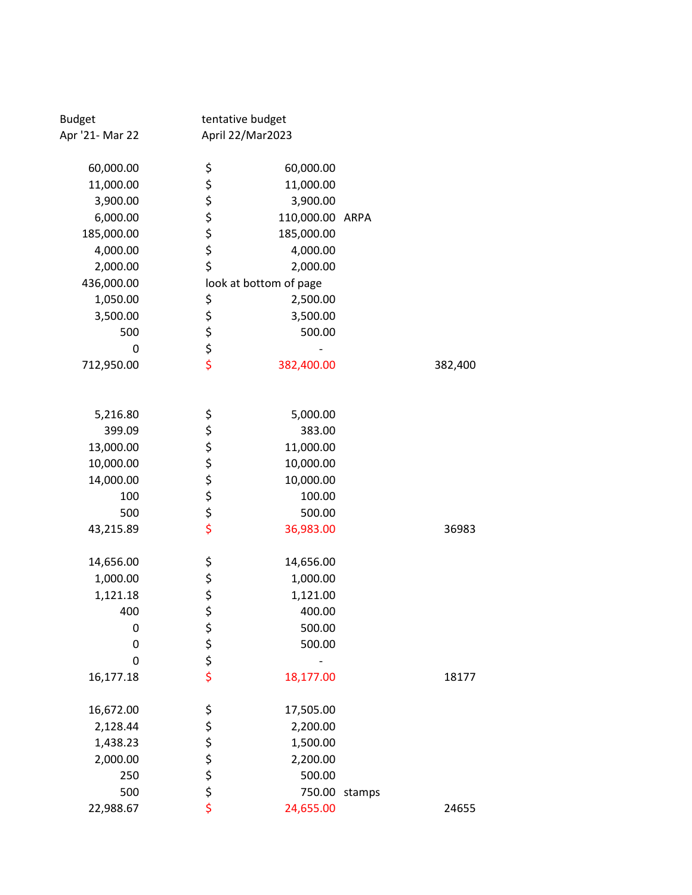| Budget Apr '21- Mar 22 | tentative budget April 22/Mar2023 | | |
|---|---|---|---|
| 60,000.00 | $ 60,000.00 | | |
| 11,000.00 | $ 11,000.00 | | |
| 3,900.00 | $ 3,900.00 | | |
| 6,000.00 | $ 110,000.00 | ARPA | |
| 185,000.00 | $ 185,000.00 | | |
| 4,000.00 | $ 4,000.00 | | |
| 2,000.00 | $ 2,000.00 | | |
| 436,000.00 | look at bottom of page | | |
| 1,050.00 | $ 2,500.00 | | |
| 3,500.00 | $ 3,500.00 | | |
| 500 | $ 500.00 | | |
| 0 | $ - | | |
| 712,950.00 | $ 382,400.00 | | 382,400 |
| | | | |
| 5,216.80 | $ 5,000.00 | | |
| 399.09 | $ 383.00 | | |
| 13,000.00 | $ 11,000.00 | | |
| 10,000.00 | $ 10,000.00 | | |
| 14,000.00 | $ 10,000.00 | | |
| 100 | $ 100.00 | | |
| 500 | $ 500.00 | | |
| 43,215.89 | $ 36,983.00 | | 36983 |
| | | | |
| 14,656.00 | $ 14,656.00 | | |
| 1,000.00 | $ 1,000.00 | | |
| 1,121.18 | $ 1,121.00 | | |
| 400 | $ 400.00 | | |
| 0 | $ 500.00 | | |
| 0 | $ 500.00 | | |
| 0 | $ - | | |
| 16,177.18 | $ 18,177.00 | | 18177 |
| | | | |
| 16,672.00 | $ 17,505.00 | | |
| 2,128.44 | $ 2,200.00 | | |
| 1,438.23 | $ 1,500.00 | | |
| 2,000.00 | $ 2,200.00 | | |
| 250 | $ 500.00 | | |
| 500 | $ 750.00 | stamps | |
| 22,988.67 | $ 24,655.00 | | 24655 |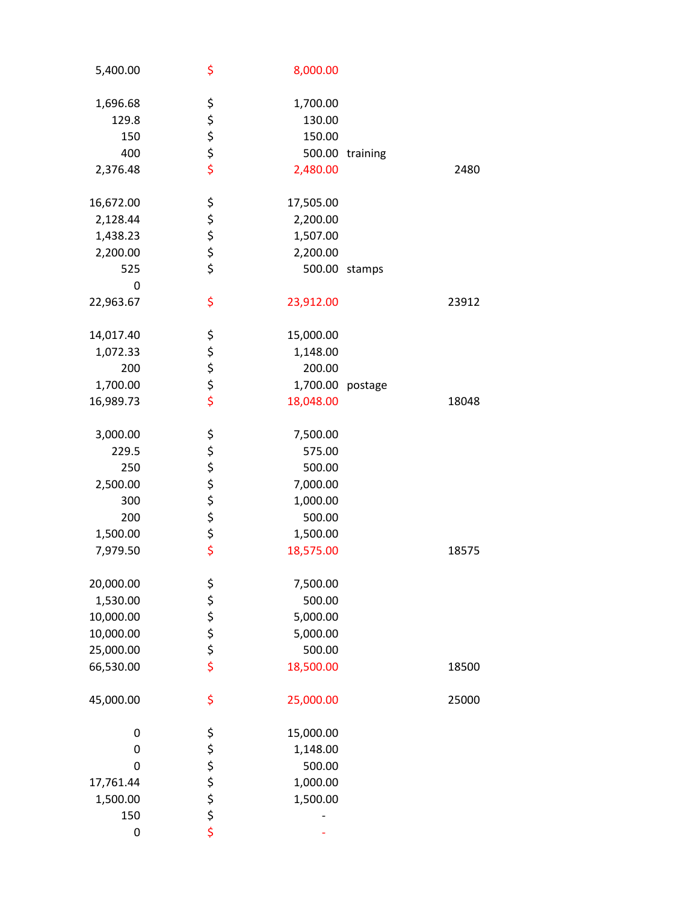| | | | | |
|---|---|---|---|---|
| 5,400.00 | $ | 8,000.00 | | |
| | | | | |
| 1,696.68 | $ | 1,700.00 | | |
| 129.8 | $ | 130.00 | | |
| 150 | $ | 150.00 | | |
| 400 | $ | 500.00 | training | |
| 2,376.48 | $ | 2,480.00 | | 2480 |
| | | | | |
| 16,672.00 | $ | 17,505.00 | | |
| 2,128.44 | $ | 2,200.00 | | |
| 1,438.23 | $ | 1,507.00 | | |
| 2,200.00 | $ | 2,200.00 | | |
| 525 | $ | 500.00 | stamps | |
| 0 | | | | |
| 22,963.67 | $ | 23,912.00 | | 23912 |
| | | | | |
| 14,017.40 | $ | 15,000.00 | | |
| 1,072.33 | $ | 1,148.00 | | |
| 200 | $ | 200.00 | | |
| 1,700.00 | $ | 1,700.00 | postage | |
| 16,989.73 | $ | 18,048.00 | | 18048 |
| | | | | |
| 3,000.00 | $ | 7,500.00 | | |
| 229.5 | $ | 575.00 | | |
| 250 | $ | 500.00 | | |
| 2,500.00 | $ | 7,000.00 | | |
| 300 | $ | 1,000.00 | | |
| 200 | $ | 500.00 | | |
| 1,500.00 | $ | 1,500.00 | | |
| 7,979.50 | $ | 18,575.00 | | 18575 |
| | | | | |
| 20,000.00 | $ | 7,500.00 | | |
| 1,530.00 | $ | 500.00 | | |
| 10,000.00 | $ | 5,000.00 | | |
| 10,000.00 | $ | 5,000.00 | | |
| 25,000.00 | $ | 500.00 | | |
| 66,530.00 | $ | 18,500.00 | | 18500 |
| | | | | |
| 45,000.00 | $ | 25,000.00 | | 25000 |
| | | | | |
| 0 | $ | 15,000.00 | | |
| 0 | $ | 1,148.00 | | |
| 0 | $ | 500.00 | | |
| 17,761.44 | $ | 1,000.00 | | |
| 1,500.00 | $ | 1,500.00 | | |
| 150 | $ | - | | |
| 0 | $ | - | | |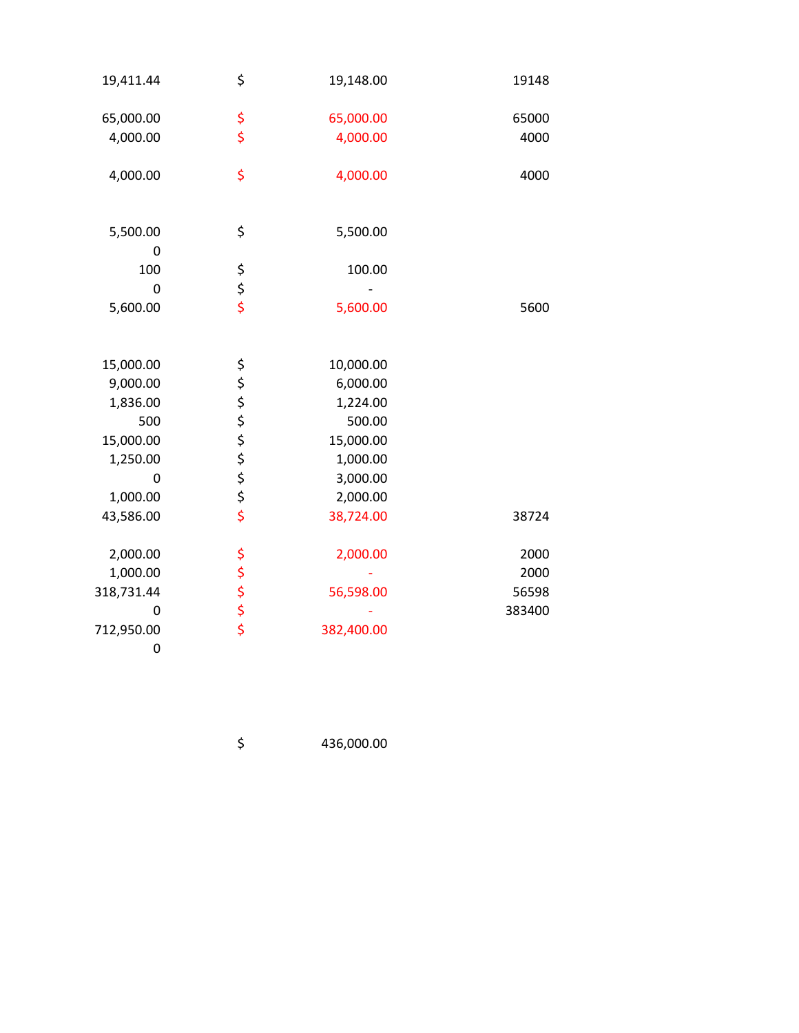| | | | |
|---|---|---|---|
| 19,411.44 | $ | 19,148.00 | 19148 |
| | | | |
| 65,000.00 | $ | 65,000.00 | 65000 |
| 4,000.00 | $ | 4,000.00 | 4000 |
| | | | |
| 4,000.00 | $ | 4,000.00 | 4000 |
| | | | |
| 5,500.00 | $ | 5,500.00 | |
| 0 | | | |
| 100 | $ | 100.00 | |
| 0 | $ | - | |
| 5,600.00 | $ | 5,600.00 | 5600 |
| | | | |
| 15,000.00 | $ | 10,000.00 | |
| 9,000.00 | $ | 6,000.00 | |
| 1,836.00 | $ | 1,224.00 | |
| 500 | $ | 500.00 | |
| 15,000.00 | $ | 15,000.00 | |
| 1,250.00 | $ | 1,000.00 | |
| 0 | $ | 3,000.00 | |
| 1,000.00 | $ | 2,000.00 | |
| 43,586.00 | $ | 38,724.00 | 38724 |
| | | | |
| 2,000.00 | $ | 2,000.00 | 2000 |
| 1,000.00 | $ | - | 2000 |
| 318,731.44 | $ | 56,598.00 | 56598 |
| 0 | $ | - | 383400 |
| 712,950.00 | $ | 382,400.00 | |
| 0 | | | |
| | | | |
| | $ | 436,000.00 | |